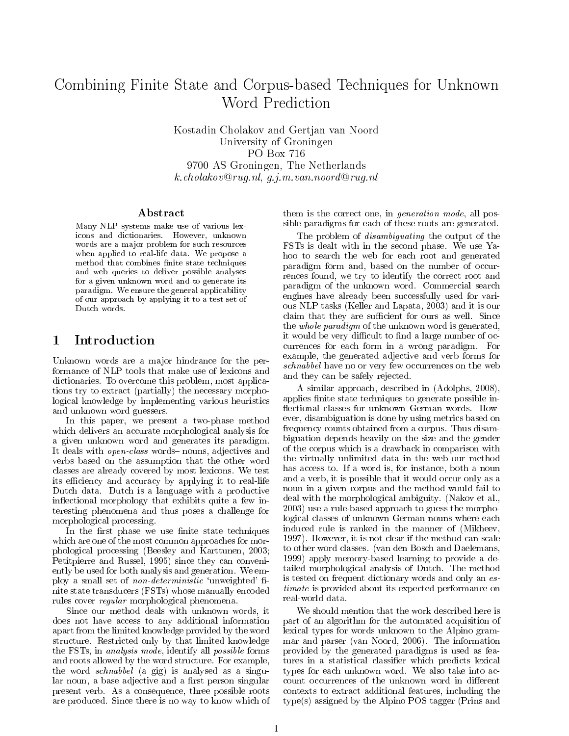# Combining Finite State and Corpus-based Techniques for Unknown Word Prediction

Kostadin Cholakov and Gertjan van Noord
University of Groningen
PO Box 716
9700 AS Groningen, The Netherlands
*k.cholakov@rug.nl*, *g.j.m.van.noord@rug.nl*

## Abstract

Many NLP systems make use of various lexicons and dictionaries. However, unknown words are a major problem for such resources when applied to real-life data. We propose a method that combines finite state techniques and web queries to deliver possible analyses for a given unknown word and to generate its paradigm. We ensure the general applicability of our approach by applying it to a test set of Dutch words.

## 1 Introduction

Unknown words are a major hindrance for the performance of NLP tools that make use of lexicons and dictionaries. To overcome this problem, most applications try to extract (partially) the necessary morphological knowledge by implementing various heuristics and unknown word guessers.

In this paper, we present a two-phase method which delivers an accurate morphological analysis for a given unknown word and generates its paradigm. It deals with *open-class* words– nouns, adjectives and verbs based on the assumption that the other word classes are already covered by most lexicons. We test its efficiency and accuracy by applying it to real-life Dutch data. Dutch is a language with a productive inflectional morphology that exhibits quite a few interesting phenomena and thus poses a challenge for morphological processing.

In the first phase we use finite state techniques which are one of the most common approaches for morphological processing (Beesley and Karttunen, 2003; Petitpierre and Russel, 1995) since they can conveniently be used for both analysis and generation. We employ a small set of *non-deterministic* 'unweighted' finite state transducers (FSTs) whose manually encoded rules cover *regular* morphological phenomena.

Since our method deals with unknown words, it does not have access to any additional information apart from the limited knowledge provided by the word structure. Restricted only by that limited knowledge the FSTs, in *analysis mode*, identify all *possible* forms and roots allowed by the word structure. For example, the word *schnabbel* (a gig) is analysed as a singular noun, a base adjective and a first person singular present verb. As a consequence, three possible roots are produced. Since there is no way to know which of them is the correct one, in *generation mode*, all possible paradigms for each of these roots are generated.

The problem of *disambiguating* the output of the FSTs is dealt with in the second phase. We use Yahoo to search the web for each root and generated paradigm form and, based on the number of occurrences found, we try to identify the correct root and paradigm of the unknown word. Commercial search engines have already been successfully used for various NLP tasks (Keller and Lapata, 2003) and it is our claim that they are sufficient for ours as well. Since the *whole paradigm* of the unknown word is generated, it would be very difficult to find a large number of occurrences for each form in a wrong paradigm. For example, the generated adjective and verb forms for *schnabbel* have no or very few occurrences on the web and they can be safely rejected.

A similar approach, described in (Adolphs, 2008), applies finite state techniques to generate possible inflectional classes for unknown German words. However, disambiguation is done by using metrics based on frequency counts obtained from a corpus. Thus disambiguation depends heavily on the size and the gender of the corpus which is a drawback in comparison with the virtually unlimited data in the web our method has access to. If a word is, for instance, both a noun and a verb, it is possible that it would occur only as a noun in a given corpus and the method would fail to deal with the morphological ambiguity. (Nakov et al., 2003) use a rule-based approach to guess the morphological classes of unknown German nouns where each induced rule is ranked in the manner of (Mikheev, 1997). However, it is not clear if the method can scale to other word classes. (van den Bosch and Daelemans, 1999) apply memory-based learning to provide a detailed morphological analysis of Dutch. The method is tested on frequent dictionary words and only an *estimate* is provided about its expected performance on real-world data.

We should mention that the work described here is part of an algorithm for the automated acquisition of lexical types for words unknown to the Alpino grammar and parser (van Noord, 2006). The information provided by the generated paradigms is used as features in a statistical classifier which predicts lexical types for each unknown word. We also take into account occurrences of the unknown word in different contexts to extract additional features, including the type(s) assigned by the Alpino POS tagger (Prins and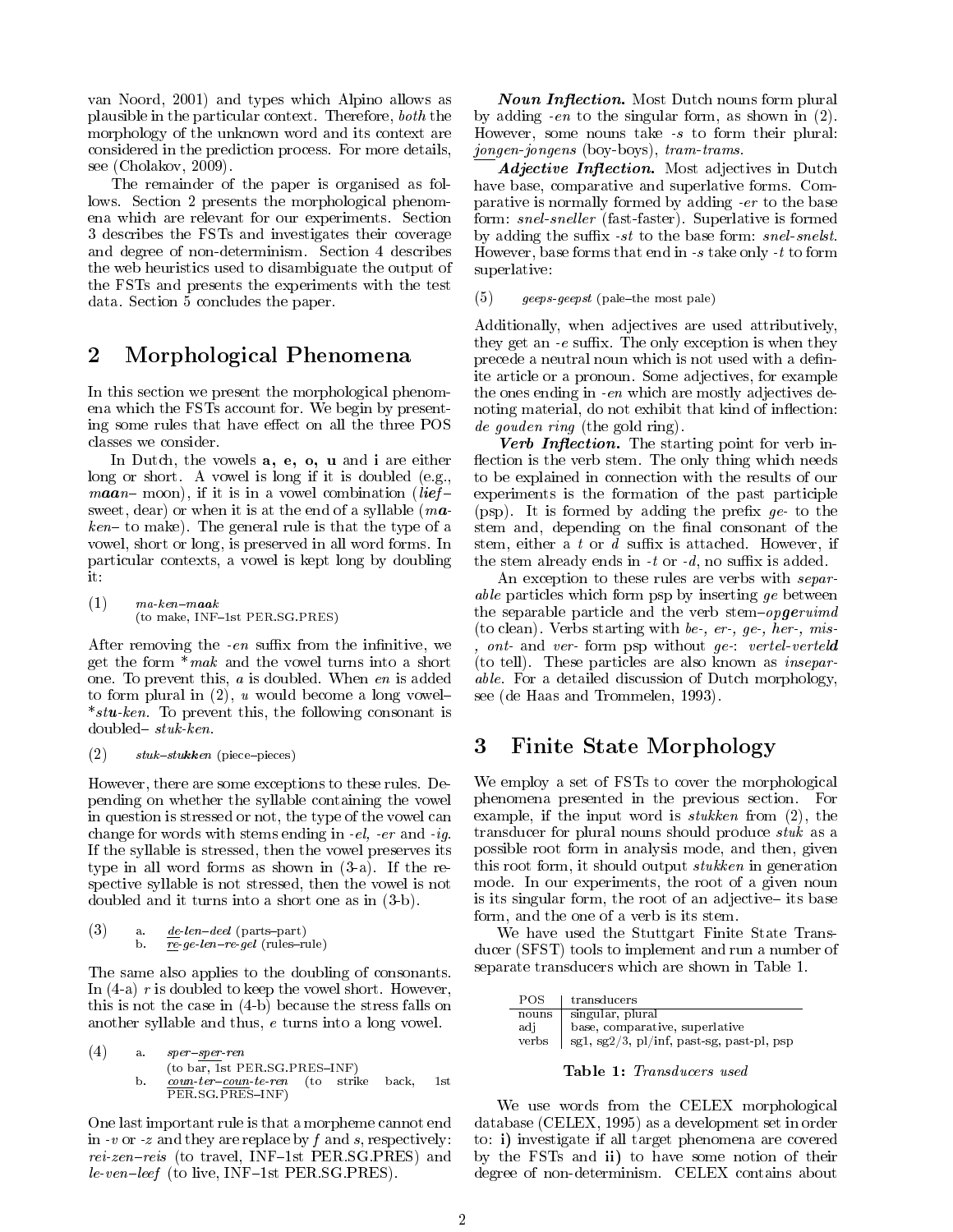van Noord, 2001) and types which Alpino allows as plausible in the particular context. Therefore, *both* the morphology of the unknown word and its context are considered in the prediction process. For more details, see (Cholakov, 2009).

The remainder of the paper is organised as follows. Section 2 presents the morphological phenomena which are relevant for our experiments. Section 3 describes the FSTs and investigates their coverage and degree of non-determinism. Section 4 describes the web heuristics used to disambiguate the output of the FSTs and presents the experiments with the test data. Section 5 concludes the paper.

## 2 Morphological Phenomena

In this section we present the morphological phenomena which the FSTs account for. We begin by presenting some rules that have effect on all the three POS classes we consider.

In Dutch, the vowels **a, e, o, u** and **i** are either long or short. A vowel is long if it is doubled (e.g., *m**aa**n*– moon), if it is in a vowel combination (***lief***– sweet, dear) or when it is at the end of a syllable (*m**a**-ken*– to make). The general rule is that the type of a vowel, short or long, is preserved in all word forms. In particular contexts, a vowel is kept long by doubling it:

(1) *ma-ken–m**aa**k* (to make, INF–1st PER.SG.PRES)

After removing the *-en* suffix from the infinitive, we get the form \**mak* and the vowel turns into a short one. To prevent this, *a* is doubled. When *en* is added to form plural in (2), *u* would become a long vowel– \**stu-ken*. To prevent this, the following consonant is doubled– *stuk-ken*.

(2) *stuk–stu**kk**en* (piece–pieces)

However, there are some exceptions to these rules. Depending on whether the syllable containing the vowel in question is stressed or not, the type of the vowel can change for words with stems ending in *-el*, *-er* and *-ig*. If the syllable is stressed, then the vowel preserves its type in all word forms as shown in (3-a). If the respective syllable is not stressed, then the vowel is not doubled and it turns into a short one as in (3-b).

(3) a. *de-len–deel* (parts–part)
b. *re-ge-len–re-gel* (rules–rule)

The same also applies to the doubling of consonants. In (4-a) *r* is doubled to keep the vowel short. However, this is not the case in (4-b) because the stress falls on another syllable and thus, *e* turns into a long vowel.

(4) a. *sper–sper-ren* (to bar, 1st PER.SG.PRES–INF)
b. *coun-ter–coun-te-ren* (to strike back, 1st PER.SG.PRES–INF)

One last important rule is that a morpheme cannot end in *-v* or *-z* and they are replace by *f* and *s*, respectively: *rei-zen–reis* (to travel, INF–1st PER.SG.PRES) and *le-ven–leef* (to live, INF–1st PER.SG.PRES).

***Noun Inflection.*** Most Dutch nouns form plural by adding *-en* to the singular form, as shown in (2). However, some nouns take *-s* to form their plural: *jongen-jongens* (boy-boys), *tram-trams*.

***Adjective Inflection.*** Most adjectives in Dutch have base, comparative and superlative forms. Comparative is normally formed by adding *-er* to the base form: *snel-sneller* (fast-faster). Superlative is formed by adding the suffix *-st* to the base form: *snel-snelst*. However, base forms that end in *-s* take only *-t* to form superlative:

(5) *geeps-geepst* (pale–the most pale)

Additionally, when adjectives are used attributively, they get an *-e* suffix. The only exception is when they precede a neutral noun which is not used with a definite article or a pronoun. Some adjectives, for example the ones ending in *-en* which are mostly adjectives denoting material, do not exhibit that kind of inflection: *de gouden ring* (the gold ring).

***Verb Inflection.*** The starting point for verb inflection is the verb stem. The only thing which needs to be explained in connection with the results of our experiments is the formation of the past participle (psp). It is formed by adding the prefix *ge-* to the stem and, depending on the final consonant of the stem, either a *t* or *d* suffix is attached. However, if the stem already ends in *-t* or *-d*, no suffix is added.

An exception to these rules are verbs with *separable* particles which form psp by inserting *ge* between the separable particle and the verb stem–*op**ge**ruimd* (to clean). Verbs starting with *be-, er-, ge-, her-, mis-, ont-* and *ver-* form psp without *ge-*: *vertel-vertel**d*** (to tell). These particles are also known as *inseparable*. For a detailed discussion of Dutch morphology, see (de Haas and Trommelen, 1993).

## 3 Finite State Morphology

We employ a set of FSTs to cover the morphological phenomena presented in the previous section. For example, if the input word is *stukken* from (2), the transducer for plural nouns should produce *stuk* as a possible root form in analysis mode, and then, given this root form, it should output *stukken* in generation mode. In our experiments, the root of a given noun is its singular form, the root of an adjective– its base form, and the one of a verb is its stem.

We have used the Stuttgart Finite State Transducer (SFST) tools to implement and run a number of separate transducers which are shown in Table 1.

| POS | transducers |
|---|---|
| nouns | singular, plural |
| adj | base, comparative, superlative |
| verbs | sg1, sg2/3, pl/inf, past-sg, past-pl, psp |

**Table 1:** *Transducers used*

We use words from the CELEX morphological database (CELEX, 1995) as a development set in order to: **i)** investigate if all target phenomena are covered by the FSTs and **ii)** to have some notion of their degree of non-determinism. CELEX contains about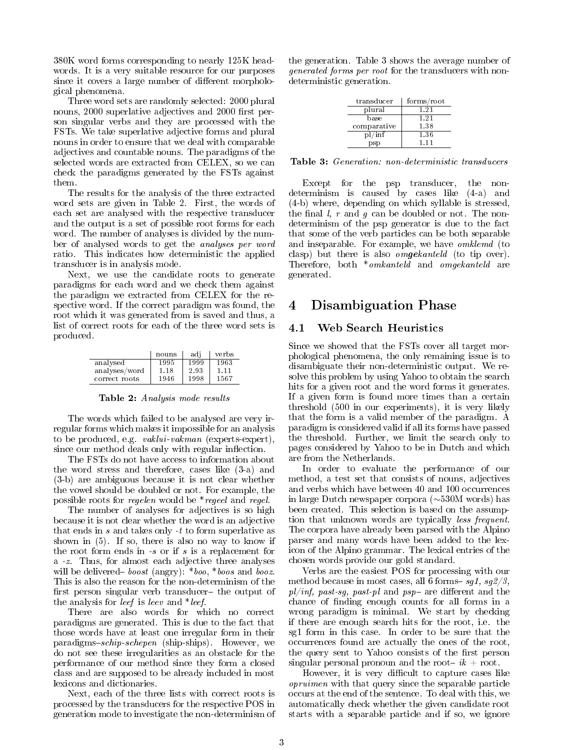380K word forms corresponding to nearly 125K headwords. It is a very suitable resource for our purposes since it covers a large number of different morphological phenomena.

Three word sets are randomly selected: 2000 plural nouns, 2000 superlative adjectives and 2000 first person singular verbs and they are processed with the FSTs. We take superlative adjective forms and plural nouns in order to ensure that we deal with comparable adjectives and countable nouns. The paradigms of the selected words are extracted from CELEX, so we can check the paradigms generated by the FSTs against them.

The results for the analysis of the three extracted word sets are given in Table 2. First, the words of each set are analysed with the respective transducer and the output is a set of possible root forms for each word. The number of analyses is divided by the number of analysed words to get the *analyses per word* ratio. This indicates how deterministic the applied transducer is in analysis mode.

Next, we use the candidate roots to generate paradigms for each word and we check them against the paradigm we extracted from CELEX for the respective word. If the correct paradigm was found, the root which it was generated from is saved and thus, a list of correct roots for each of the three word sets is produced.

| | nouns | adj | verbs |
|---|---|---|---|
| analysed | 1995 | 1999 | 1963 |
| analyses/word | 1.18 | 2.93 | 1.11 |
| correct roots | 1946 | 1998 | 1567 |

**Table 2:** *Analysis mode results*

The words which failed to be analysed are very irregular forms which makes it impossible for an analysis to be produced, e.g. *vaklui-vakman* (experts-expert), since our method deals only with regular inflection.

The FSTs do not have access to information about the word stress and therefore, cases like (3-a) and (3-b) are ambiguous because it is not clear whether the vowel should be doubled or not. For example, the possible roots for *regelen* would be \**regeel* and *regel*.

The number of analyses for adjectives is so high because it is not clear whether the word is an adjective that ends in *s* and takes only *-t* to form superlative as shown in (5). If so, there is also no way to know if the root form ends in *-s* or if *s* is a replacement for a *-z*. Thus, for almost each adjective three analyses will be delivered– *boost* (angry): \**boo*, \**boos* and *booz*. This is also the reason for the non-determinism of the first person singular verb transducer– the output of the analysis for *leef* is *leev* and \**leef*.

There are also words for which no correct paradigms are generated. This is due to the fact that those words have at least one irregular form in their paradigms–*schip-schepen* (ship-ships). However, we do not see these irregularities as an obstacle for the performance of our method since they form a closed class and are supposed to be already included in most lexicons and dictionaries.

Next, each of the three lists with correct roots is processed by the transducers for the respective POS in generation mode to investigate the non-determinism of the generation. Table 3 shows the average number of *generated forms per root* for the transducers with non-deterministic generation.

| transducer | forms/root |
|---|---|
| plural | 1.21 |
| base | 1.21 |
| comparative | 1.38 |
| pl/inf | 1.36 |
| psp | 1.11 |

**Table 3:** *Generation: non-deterministic transducers*

Except for the psp transducer, the non-determinism is caused by cases like (4-a) and (4-b) where, depending on which syllable is stressed, the final *l, r* and *g* can be doubled or not. The non-determinism of the psp generator is due to the fact that some of the verb particles can be both separable and inseparable. For example, we have *omklemd* (to clasp) but there is also *om**ge**kanteld* (to tip over). Therefore, both \**omkanteld* and *omgekanteld* are generated.

# 4 Disambiguation Phase

## 4.1 Web Search Heuristics

Since we showed that the FSTs cover all target morphological phenomena, the only remaining issue is to disambiguate their non-deterministic output. We resolve this problem by using Yahoo to obtain the search hits for a given root and the word forms it generates. If a given form is found more times than a certain threshold (500 in our experiments), it is very likely that the form is a valid member of the paradigm. A paradigm is considered valid if all its forms have passed the threshold. Further, we limit the search only to pages considered by Yahoo to be in Dutch and which are from the Netherlands.

In order to evaluate the performance of our method, a test set that consists of nouns, adjectives and verbs which have between 40 and 100 occurrences in large Dutch newspaper corpora (∼530M words) has been created. This selection is based on the assumption that unknown words are typically *less frequent*. The corpora have already been parsed with the Alpino parser and many words have been added to the lexicon of the Alpino grammar. The lexical entries of the chosen words provide our gold standard.

Verbs are the easiest POS for processing with our method because in most cases, all 6 forms– *sg1, sg2/3, pl/inf, past-sg, past-pl* and *psp*– are different and the chance of finding enough counts for all forms in a wrong paradigm is minimal. We start by checking if there are enough search hits for the root, i.e. the sg1 form in this case. In order to be sure that the occurrences found are actually the ones of the root, the query sent to Yahoo consists of the first person singular personal pronoun and the root– *ik* + root.

However, it is very difficult to capture cases like *opruimen* with that query since the separable particle occurs at the end of the sentence. To deal with this, we automatically check whether the given candidate root starts with a separable particle and if so, we ignore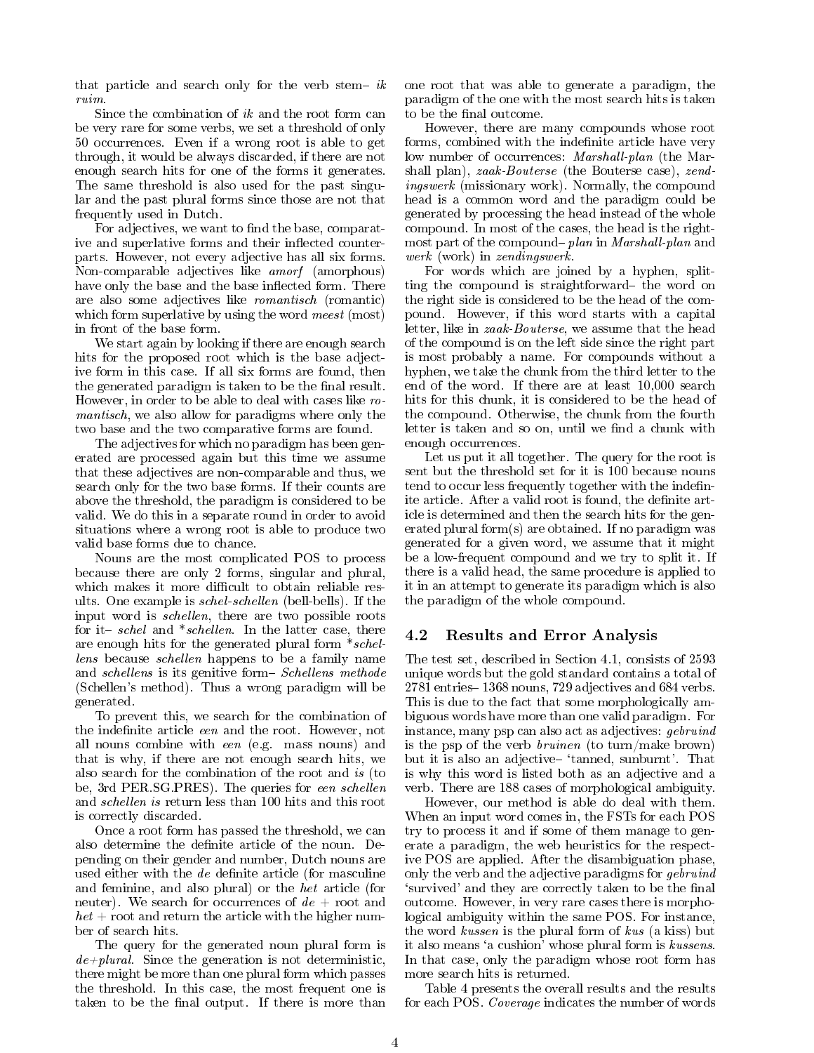that particle and search only for the verb stem– *ik ruim*.

Since the combination of *ik* and the root form can be very rare for some verbs, we set a threshold of only 50 occurrences. Even if a wrong root is able to get through, it would be always discarded, if there are not enough search hits for one of the forms it generates. The same threshold is also used for the past singular and the past plural forms since those are not that frequently used in Dutch.

For adjectives, we want to find the base, comparative and superlative forms and their inflected counterparts. However, not every adjective has all six forms. Non-comparable adjectives like *amorf* (amorphous) have only the base and the base inflected form. There are also some adjectives like *romantisch* (romantic) which form superlative by using the word *meest* (most) in front of the base form.

We start again by looking if there are enough search hits for the proposed root which is the base adjective form in this case. If all six forms are found, then the generated paradigm is taken to be the final result. However, in order to be able to deal with cases like *romantisch*, we also allow for paradigms where only the two base and the two comparative forms are found.

The adjectives for which no paradigm has been generated are processed again but this time we assume that these adjectives are non-comparable and thus, we search only for the two base forms. If their counts are above the threshold, the paradigm is considered to be valid. We do this in a separate round in order to avoid situations where a wrong root is able to produce two valid base forms due to chance.

Nouns are the most complicated POS to process because there are only 2 forms, singular and plural, which makes it more difficult to obtain reliable results. One example is *schel-schellen* (bell-bells). If the input word is *schellen*, there are two possible roots for it– *schel* and **schellen*. In the latter case, there are enough hits for the generated plural form **schellens* because *schellen* happens to be a family name and *schellens* is its genitive form– *Schellens methode* (Schellen's method). Thus a wrong paradigm will be generated.

To prevent this, we search for the combination of the indefinite article *een* and the root. However, not all nouns combine with *een* (e.g. mass nouns) and that is why, if there are not enough search hits, we also search for the combination of the root and *is* (to be, 3rd PER.SG.PRES). The queries for *een schellen* and *schellen is* return less than 100 hits and this root is correctly discarded.

Once a root form has passed the threshold, we can also determine the definite article of the noun. Depending on their gender and number, Dutch nouns are used either with the *de* definite article (for masculine and feminine, and also plural) or the *het* article (for neuter). We search for occurrences of *de* + root and *het* + root and return the article with the higher number of search hits.

The query for the generated noun plural form is *de+plural*. Since the generation is not deterministic, there might be more than one plural form which passes the threshold. In this case, the most frequent one is taken to be the final output. If there is more than one root that was able to generate a paradigm, the paradigm of the one with the most search hits is taken to be the final outcome.

However, there are many compounds whose root forms, combined with the indefinite article have very low number of occurrences: *Marshall-plan* (the Marshall plan), *zaak-Bouterse* (the Bouterse case), *zendingswerk* (missionary work). Normally, the compound head is a common word and the paradigm could be generated by processing the head instead of the whole compound. In most of the cases, the head is the rightmost part of the compound– *plan* in *Marshall-plan* and *werk* (work) in *zendingswerk*.

For words which are joined by a hyphen, splitting the compound is straightforward– the word on the right side is considered to be the head of the compound. However, if this word starts with a capital letter, like in *zaak-Bouterse*, we assume that the head of the compound is on the left side since the right part is most probably a name. For compounds without a hyphen, we take the chunk from the third letter to the end of the word. If there are at least 10,000 search hits for this chunk, it is considered to be the head of the compound. Otherwise, the chunk from the fourth letter is taken and so on, until we find a chunk with enough occurrences.

Let us put it all together. The query for the root is sent but the threshold set for it is 100 because nouns tend to occur less frequently together with the indefinite article. After a valid root is found, the definite article is determined and then the search hits for the generated plural form(s) are obtained. If no paradigm was generated for a given word, we assume that it might be a low-frequent compound and we try to split it. If there is a valid head, the same procedure is applied to it in an attempt to generate its paradigm which is also the paradigm of the whole compound.

## 4.2 Results and Error Analysis

The test set, described in Section 4.1, consists of 2593 unique words but the gold standard contains a total of 2781 entries– 1368 nouns, 729 adjectives and 684 verbs. This is due to the fact that some morphologically ambiguous words have more than one valid paradigm. For instance, many psp can also act as adjectives: *gebruind* is the psp of the verb *bruinen* (to turn/make brown) but it is also an adjective– 'tanned, sunburnt'. That is why this word is listed both as an adjective and a verb. There are 188 cases of morphological ambiguity.

However, our method is able do deal with them. When an input word comes in, the FSTs for each POS try to process it and if some of them manage to generate a paradigm, the web heuristics for the respective POS are applied. After the disambiguation phase, only the verb and the adjective paradigms for *gebruind* 'survived' and they are correctly taken to be the final outcome. However, in very rare cases there is morphological ambiguity within the same POS. For instance, the word *kussen* is the plural form of *kus* (a kiss) but it also means 'a cushion' whose plural form is *kussens*. In that case, only the paradigm whose root form has more search hits is returned.

Table 4 presents the overall results and the results for each POS. *Coverage* indicates the number of words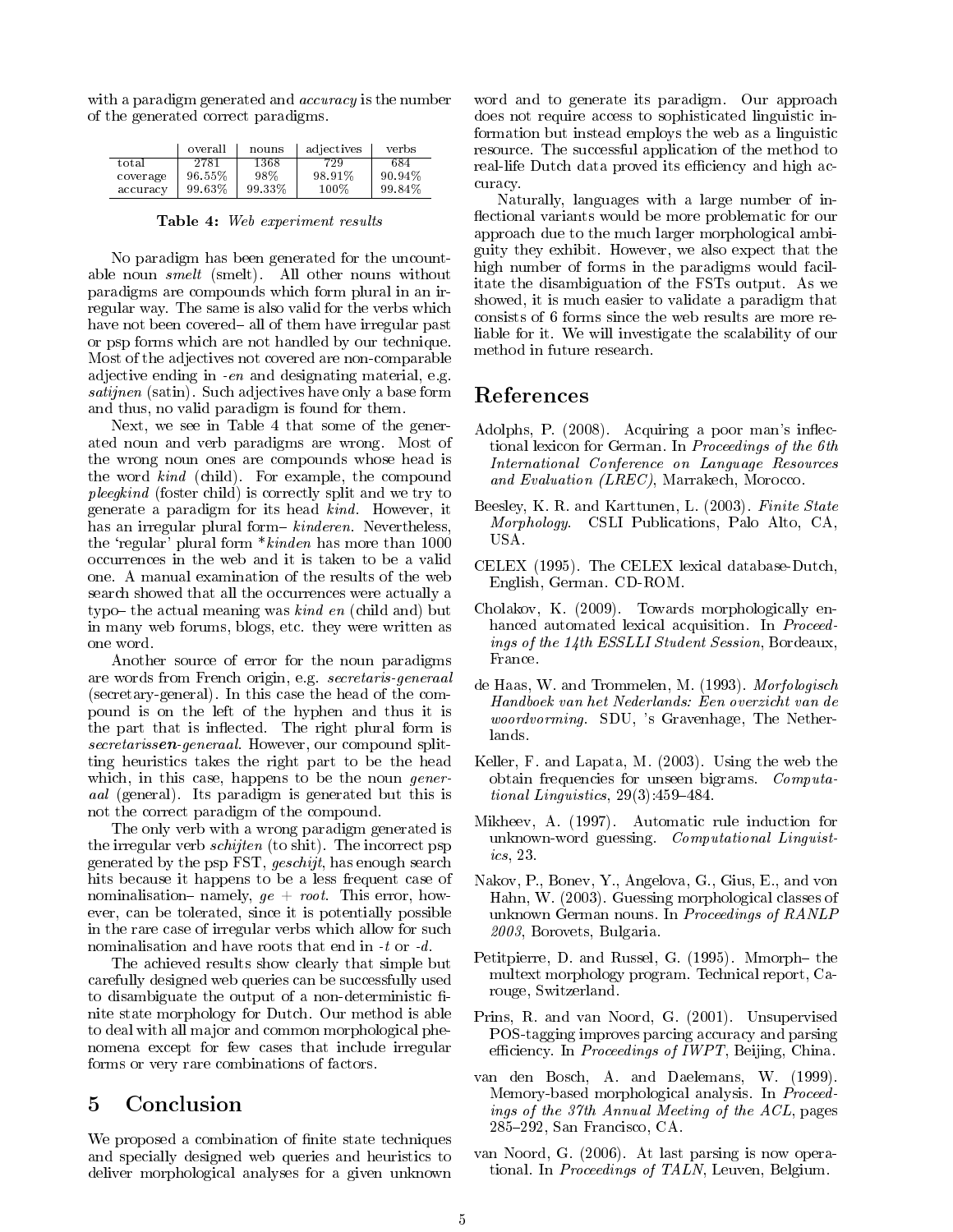with a paradigm generated and *accuracy* is the number of the generated correct paradigms.

| | overall | nouns | adjectives | verbs |
|---|---|---|---|---|
| total | 2781 | 1368 | 729 | 684 |
| coverage | 96.55% | 98% | 98.91% | 90.94% |
| accuracy | 99.63% | 99.33% | 100% | 99.84% |

**Table 4:** *Web experiment results*

No paradigm has been generated for the uncountable noun *smelt* (smelt). All other nouns without paradigms are compounds which form plural in an irregular way. The same is also valid for the verbs which have not been covered– all of them have irregular past or psp forms which are not handled by our technique. Most of the adjectives not covered are non-comparable adjective ending in *-en* and designating material, e.g. *satijnen* (satin). Such adjectives have only a base form and thus, no valid paradigm is found for them.

Next, we see in Table 4 that some of the generated noun and verb paradigms are wrong. Most of the wrong noun ones are compounds whose head is the word *kind* (child). For example, the compound *pleegkind* (foster child) is correctly split and we try to generate a paradigm for its head *kind*. However, it has an irregular plural form– *kinderen*. Nevertheless, the 'regular' plural form *\*kinden* has more than 1000 occurrences in the web and it is taken to be a valid one. A manual examination of the results of the web search showed that all the occurrences were actually a typo– the actual meaning was *kind en* (child and) but in many web forums, blogs, etc. they were written as one word.

Another source of error for the noun paradigms are words from French origin, e.g. *secretaris-generaal* (secretary-general). In this case the head of the compound is on the left of the hyphen and thus it is the part that is inflected. The right plural form is *secretaris**sen**-generaal*. However, our compound splitting heuristics takes the right part to be the head which, in this case, happens to be the noun *generaal* (general). Its paradigm is generated but this is not the correct paradigm of the compound.

The only verb with a wrong paradigm generated is the irregular verb *schijten* (to shit). The incorrect psp generated by the psp FST, *geschijt*, has enough search hits because it happens to be a less frequent case of nominalisation– namely, *ge* + *root*. This error, however, can be tolerated, since it is potentially possible in the rare case of irregular verbs which allow for such nominalisation and have roots that end in *-t* or *-d*.

The achieved results show clearly that simple but carefully designed web queries can be successfully used to disambiguate the output of a non-deterministic finite state morphology for Dutch. Our method is able to deal with all major and common morphological phenomena except for few cases that include irregular forms or very rare combinations of factors.

# 5 Conclusion

We proposed a combination of finite state techniques and specially designed web queries and heuristics to deliver morphological analyses for a given unknown word and to generate its paradigm. Our approach does not require access to sophisticated linguistic information but instead employs the web as a linguistic resource. The successful application of the method to real-life Dutch data proved its efficiency and high accuracy.

Naturally, languages with a large number of inflectional variants would be more problematic for our approach due to the much larger morphological ambiguity they exhibit. However, we also expect that the high number of forms in the paradigms would facilitate the disambiguation of the FSTs output. As we showed, it is much easier to validate a paradigm that consists of 6 forms since the web results are more reliable for it. We will investigate the scalability of our method in future research.

# References

Adolphs, P. (2008). Acquiring a poor man's inflectional lexicon for German. In *Proceedings of the 6th International Conference on Language Resources and Evaluation (LREC)*, Marrakech, Morocco.

Beesley, K. R. and Karttunen, L. (2003). *Finite State Morphology*. CSLI Publications, Palo Alto, CA, USA.

CELEX (1995). The CELEX lexical database-Dutch, English, German. CD-ROM.

Cholakov, K. (2009). Towards morphologically enhanced automated lexical acquisition. In *Proceedings of the 14th ESSLLI Student Session*, Bordeaux, France.

de Haas, W. and Trommelen, M. (1993). *Morfologisch Handboek van het Nederlands: Een overzicht van de woordvorming*. SDU, 's Gravenhage, The Netherlands.

Keller, F. and Lapata, M. (2003). Using the web the obtain frequencies for unseen bigrams. *Computational Linguistics*, 29(3):459–484.

Mikheev, A. (1997). Automatic rule induction for unknown-word guessing. *Computational Linguistics*, 23.

Nakov, P., Bonev, Y., Angelova, G., Gius, E., and von Hahn, W. (2003). Guessing morphological classes of unknown German nouns. In *Proceedings of RANLP 2003*, Borovets, Bulgaria.

Petitpierre, D. and Russel, G. (1995). Mmorph– the multext morphology program. Technical report, Carouge, Switzerland.

Prins, R. and van Noord, G. (2001). Unsupervised POS-tagging improves parcing accuracy and parsing efficiency. In *Proceedings of IWPT*, Beijing, China.

van den Bosch, A. and Daelemans, W. (1999). Memory-based morphological analysis. In *Proceedings of the 37th Annual Meeting of the ACL*, pages 285–292, San Francisco, CA.

van Noord, G. (2006). At last parsing is now operational. In *Proceedings of TALN*, Leuven, Belgium.